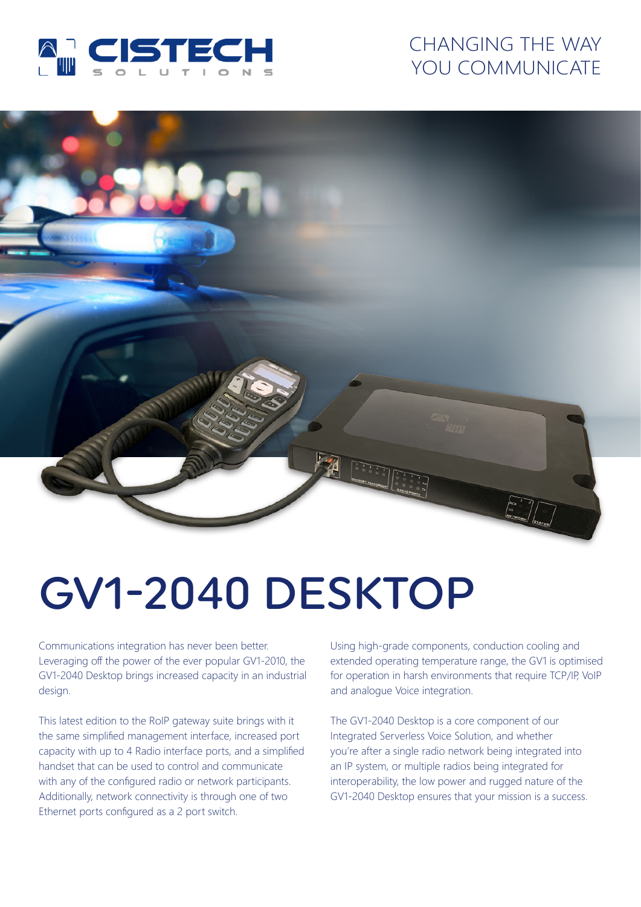CISTECH SOLUTIONS

CHANGING THE WAY YOU COMMUNICATE

# GV1-2040 DESKTOP

Communications integration has never been better. Leveraging off the power of the ever popular GV1-2010, the GV1-2040 Desktop brings increased capacity in an industrial design.

This latest edition to the RoIP gateway suite brings with it the same simplified management interface, increased port capacity with up to 4 Radio interface ports, and a simplified handset that can be used to control and communicate with any of the configured radio or network participants. Additionally, network connectivity is through one of two Ethernet ports configured as a 2 port switch.

Using high-grade components, conduction cooling and extended operating temperature range, the GV1 is optimised for operation in harsh environments that require TCP/IP, VoIP and analogue Voice integration.

The GV1-2040 Desktop is a core component of our Integrated Serverless Voice Solution, and whether you're after a single radio network being integrated into an IP system, or multiple radios being integrated for interoperability, the low power and rugged nature of the GV1-2040 Desktop ensures that your mission is a success.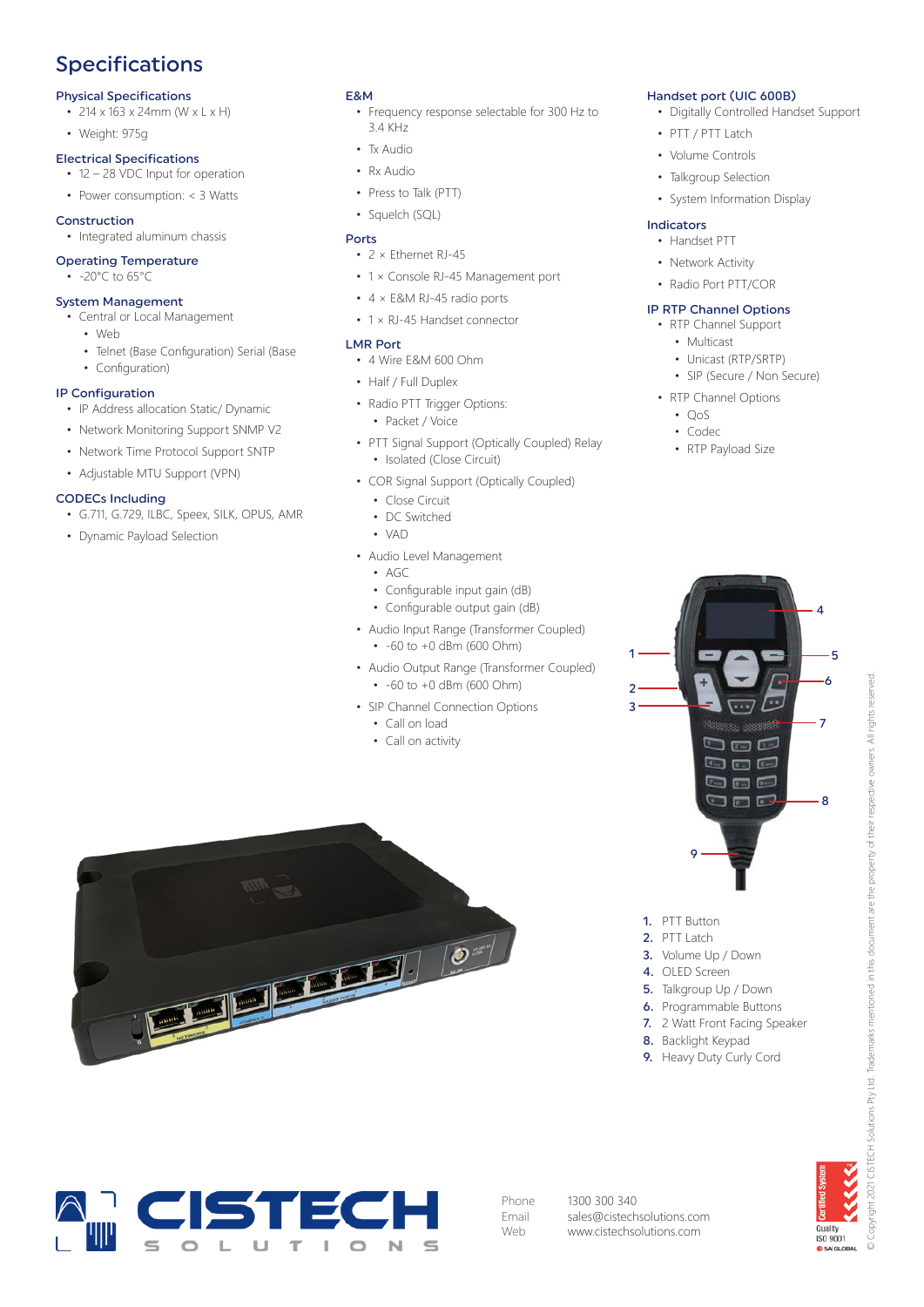# Specifications

### Physical Specifications
- 214 x 163 x 24mm (W x L x H)
- Weight: 975g

### Electrical Specifications
- 12 – 28 VDC Input for operation
- Power consumption: < 3 Watts

### Construction
- Integrated aluminum chassis

### Operating Temperature
- -20°C to 65°C

### System Management
- Central or Local Management
  - Web
  - Telnet (Base Configuration) Serial (Base Configuration)

### IP Configuration
- IP Address allocation Static/ Dynamic
- Network Monitoring Support SNMP V2
- Network Time Protocol Support SNTP
- Adjustable MTU Support (VPN)

### CODECs Including
- G.711, G.729, ILBC, Speex, SILK, OPUS, AMR
- Dynamic Payload Selection

### E&M
- Frequency response selectable for 300 Hz to 3.4 KHz
- Tx Audio
- Rx Audio
- Press to Talk (PTT)
- Squelch (SQL)

### Ports
- 2 × Ethernet RJ-45
- 1 × Console RJ-45 Management port
- 4 × E&M RJ-45 radio ports
- 1 × RJ-45 Handset connector

### LMR Port
- 4 Wire E&M 600 Ohm
- Half / Full Duplex
- Radio PTT Trigger Options:
  - Packet / Voice
- PTT Signal Support (Optically Coupled) Relay
  - Isolated (Close Circuit)
- COR Signal Support (Optically Coupled)
  - Close Circuit
  - DC Switched
  - VAD
- Audio Level Management
  - AGC
  - Configurable input gain (dB)
  - Configurable output gain (dB)
- Audio Input Range (Transformer Coupled)
  - -60 to +0 dBm (600 Ohm)
- Audio Output Range (Transformer Coupled)
  - -60 to +0 dBm (600 Ohm)
- SIP Channel Connection Options
  - Call on load
  - Call on activity

### Handset port (UIC 600B)
- Digitally Controlled Handset Support
- PTT / PTT Latch
- Volume Controls
- Talkgroup Selection
- System Information Display

### Indicators
- Handset PTT
- Network Activity
- Radio Port PTT/COR

### IP RTP Channel Options
- RTP Channel Support
  - Multicast
  - Unicast (RTP/SRTP)
  - SIP (Secure / Non Secure)
- RTP Channel Options
  - QoS
  - Codec
  - RTP Payload Size

1. PTT Button
2. PTT Latch
3. Volume Up / Down
4. OLED Screen
5. Talkgroup Up / Down
6. Programmable Buttons
7. 2 Watt Front Facing Speaker
8. Backlight Keypad
9. Heavy Duty Curly Cord

CISTECH SOLUTIONS

Phone 1300 300 340
Email sales@cistechsolutions.com
Web www.cistechsolutions.com

Certified System Quality ISO 9001 SAI GLOBAL

© Copyright 2021 CISTECH Solutions Pty Ltd. Trademarks mentioned in this document are the property of their respective owners. All rights reserved.